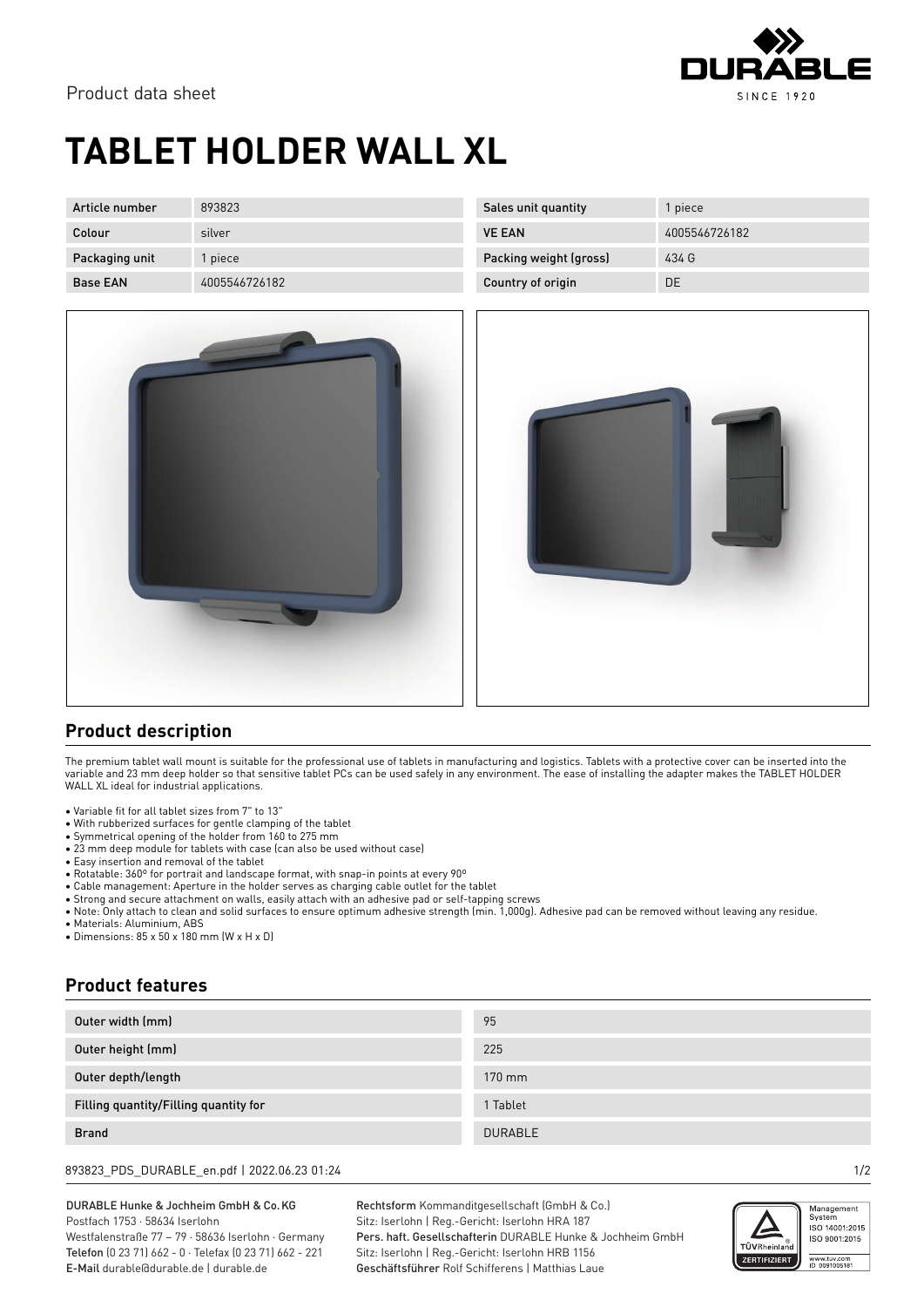Product data sheet

# TABLET HOLDER WALL XL

| Article number | 893823 | Sales unit quantity | 1 piece |
|---|---|---|---|
| Colour | silver | VE EAN | 4005546726182 |
| Packaging unit | 1 piece | Packing weight (gross) | 434 G |
| Base EAN | 4005546726182 | Country of origin | DE |

## Product description

The premium tablet wall mount is suitable for the professional use of tablets in manufacturing and logistics. Tablets with a protective cover can be inserted into the variable and 23 mm deep holder so that sensitive tablet PCs can be used safely in any environment. The ease of installing the adapter makes the TABLET HOLDER WALL XL ideal for industrial applications.

- Variable fit for all tablet sizes from 7" to 13"
- With rubberized surfaces for gentle clamping of the tablet
- Symmetrical opening of the holder from 160 to 275 mm
- 23 mm deep module for tablets with case (can also be used without case)
- Easy insertion and removal of the tablet
- Rotatable: 360° for portrait and landscape format, with snap-in points at every 90°
- Cable management: Aperture in the holder serves as charging cable outlet for the tablet
- Strong and secure attachment on walls, easily attach with an adhesive pad or self-tapping screws
- Note: Only attach to clean and solid surfaces to ensure optimum adhesive strength (min. 1,000g). Adhesive pad can be removed without leaving any residue.
- Materials: Aluminium, ABS
- Dimensions: 85 x 50 x 180 mm (W x H x D)

## Product features

| | |
|---|---|
| Outer width (mm) | 95 |
| Outer height (mm) | 225 |
| Outer depth/length | 170 mm |
| Filling quantity/Filling quantity for | 1 Tablet |
| Brand | DURABLE |

893823_PDS_DURABLE_en.pdf | 2022.06.23 01:24

DURABLE Hunke & Jochheim GmbH & Co.KG
Postfach 1753 · 58634 Iserlohn
Westfalenstraße 77 – 79 · 58636 Iserlohn · Germany
**Telefon** (0 23 71) 662 - 0 · Telefax (0 23 71) 662 - 221
**E-Mail** durable@durable.de | durable.de

**Rechtsform** Kommanditgesellschaft (GmbH & Co.)
Sitz: Iserlohn | Reg.-Gericht: Iserlohn HRA 187
**Pers. haft. Gesellschafterin** DURABLE Hunke & Jochheim GmbH
Sitz: Iserlohn | Reg.-Gericht: Iserlohn HRB 1156
**Geschäftsführer** Rolf Schifferens | Matthias Laue

Management System ISO 14001:2015 ISO 9001:2015
www.tuv.com ID 0091006181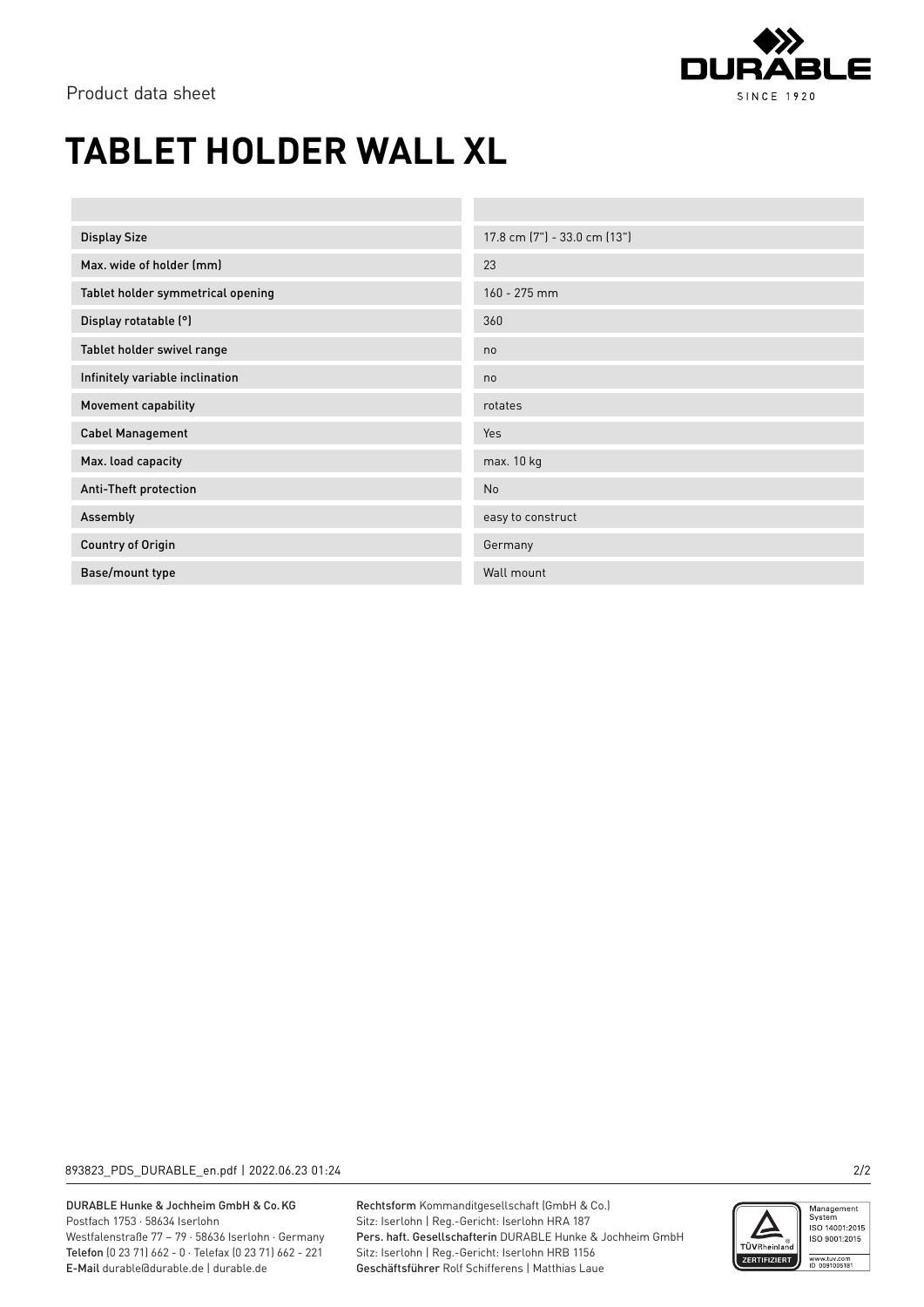Product data sheet

# TABLET HOLDER WALL XL

| | |
|---|---|
| Display Size | 17.8 cm (7") - 33.0 cm (13") |
| Max. wide of holder (mm) | 23 |
| Tablet holder symmetrical opening | 160 - 275 mm |
| Display rotatable (°) | 360 |
| Tablet holder swivel range | no |
| Infinitely variable inclination | no |
| Movement capability | rotates |
| Cabel Management | Yes |
| Max. load capacity | max. 10 kg |
| Anti-Theft protection | No |
| Assembly | easy to construct |
| Country of Origin | Germany |
| Base/mount type | Wall mount |

893823_PDS_DURABLE_en.pdf | 2022.06.23 01:24

**DURABLE Hunke & Jochheim GmbH & Co. KG**
Postfach 1753 · 58634 Iserlohn
Westfalenstraße 77 – 79 · 58636 Iserlohn · Germany
**Telefon** (0 23 71) 662 - 0 · Telefax (0 23 71) 662 - 221
**E-Mail** durable@durable.de | durable.de

**Rechtsform** Kommanditgesellschaft (GmbH & Co.)
Sitz: Iserlohn | Reg.-Gericht: Iserlohn HRA 187
**Pers. haft. Gesellschafterin** DURABLE Hunke & Jochheim GmbH
Sitz: Iserlohn | Reg.-Gericht: Iserlohn HRB 1156
**Geschäftsführer** Rolf Schifferens | Matthias Laue